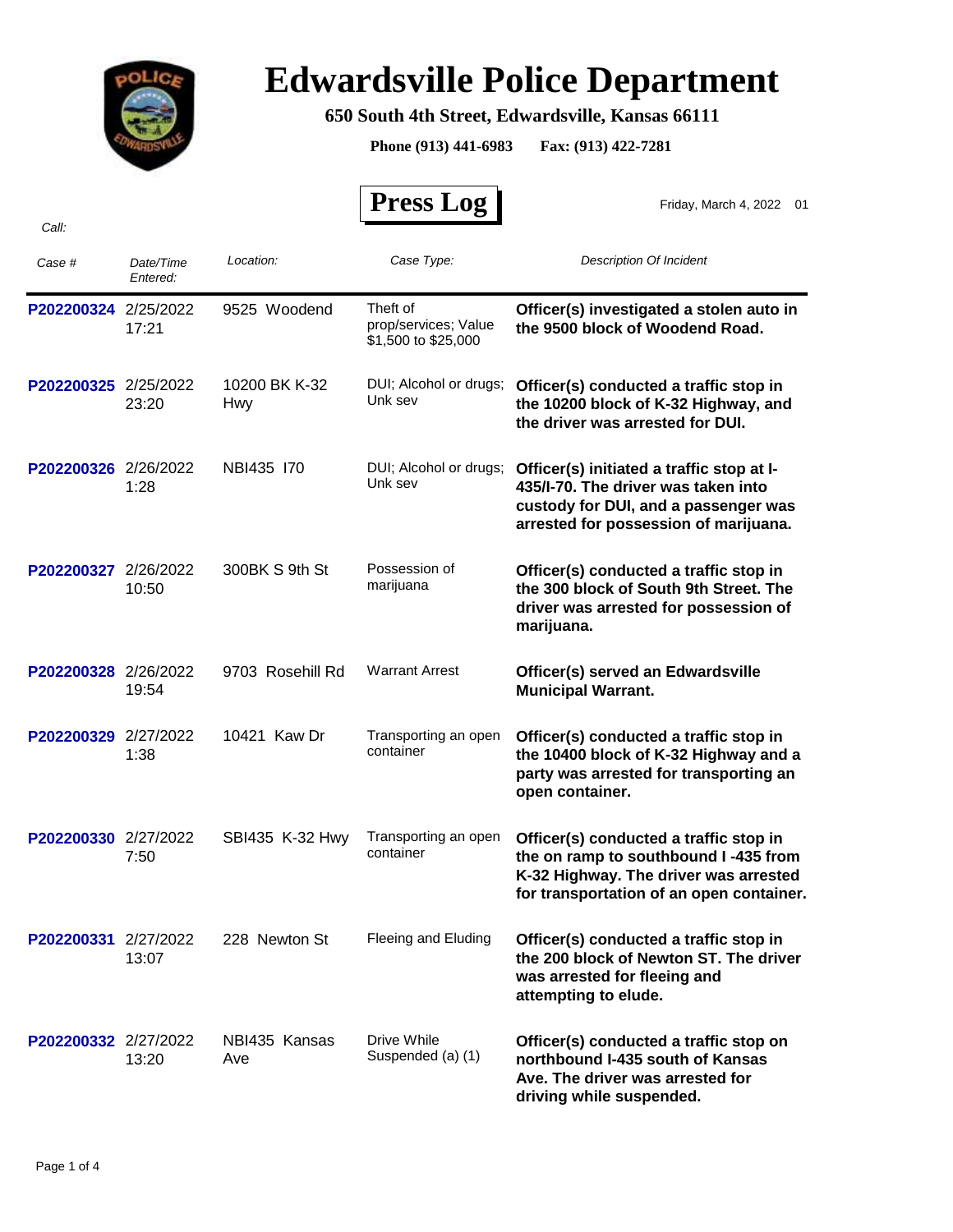# Edwardsville Police Department

**650 South 4th Street, Edwardsville, Kansas 66111**

**Phone (913) 441-6983 Fax: (913) 422-7281**

## Press Log

Friday, March 4, 2022 01

*Call:*

| *Case #* | *Date/Time Entered:* | *Location:* | *Case Type:* | *Description Of Incident* |
|---|---|---|---|---|
| P202200324 | 2/25/2022 17:21 | 9525 Woodend | Theft of prop/services; Value $1,500 to $25,000 | **Officer(s) investigated a stolen auto in the 9500 block of Woodend Road.** |
| P202200325 | 2/25/2022 23:20 | 10200 BK K-32 Hwy | DUI; Alcohol or drugs; Unk sev | **Officer(s) conducted a traffic stop in the 10200 block of K-32 Highway, and the driver was arrested for DUI.** |
| P202200326 | 2/26/2022 1:28 | NBI435 I70 | DUI; Alcohol or drugs; Unk sev | **Officer(s) initiated a traffic stop at I-435/I-70. The driver was taken into custody for DUI, and a passenger was arrested for possession of marijuana.** |
| P202200327 | 2/26/2022 10:50 | 300BK S 9th St | Possession of marijuana | **Officer(s) conducted a traffic stop in the 300 block of South 9th Street. The driver was arrested for possession of marijuana.** |
| P202200328 | 2/26/2022 19:54 | 9703 Rosehill Rd | Warrant Arrest | **Officer(s) served an Edwardsville Municipal Warrant.** |
| P202200329 | 2/27/2022 1:38 | 10421 Kaw Dr | Transporting an open container | **Officer(s) conducted a traffic stop in the 10400 block of K-32 Highway and a party was arrested for transporting an open container.** |
| P202200330 | 2/27/2022 7:50 | SBI435 K-32 Hwy | Transporting an open container | **Officer(s) conducted a traffic stop in the on ramp to southbound I -435 from K-32 Highway. The driver was arrested for transportation of an open container.** |
| P202200331 | 2/27/2022 13:07 | 228 Newton St | Fleeing and Eluding | **Officer(s) conducted a traffic stop in the 200 block of Newton ST. The driver was arrested for fleeing and attempting to elude.** |
| P202200332 | 2/27/2022 13:20 | NBI435 Kansas Ave | Drive While Suspended (a) (1) | **Officer(s) conducted a traffic stop on northbound I-435 south of Kansas Ave. The driver was arrested for driving while suspended.** |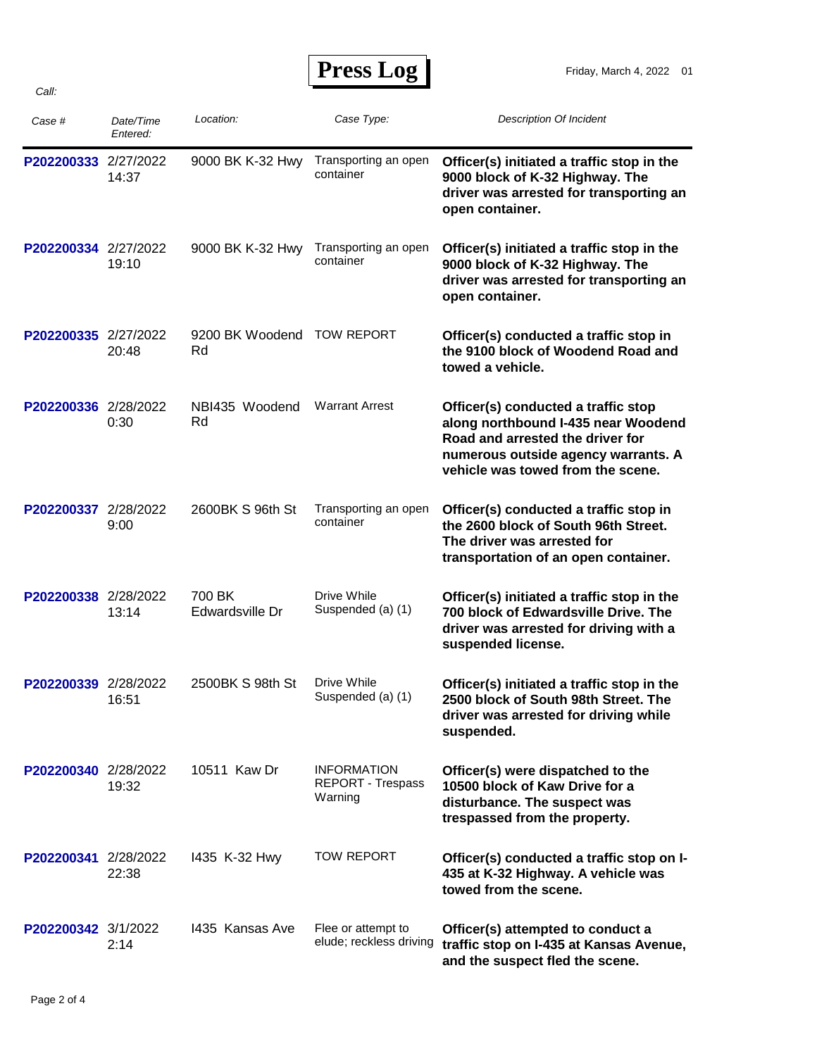# Press Log

Friday, March 4, 2022 01

Call:

| Case # | Date/Time Entered: | Location: | Case Type: | Description Of Incident |
|---|---|---|---|---|
| P202200333 | 2/27/2022 14:37 | 9000 BK K-32 Hwy | Transporting an open container | **Officer(s) initiated a traffic stop in the 9000 block of K-32 Highway. The driver was arrested for transporting an open container.** |
| P202200334 | 2/27/2022 19:10 | 9000 BK K-32 Hwy | Transporting an open container | **Officer(s) initiated a traffic stop in the 9000 block of K-32 Highway. The driver was arrested for transporting an open container.** |
| P202200335 | 2/27/2022 20:48 | 9200 BK Woodend Rd | TOW REPORT | **Officer(s) conducted a traffic stop in the 9100 block of Woodend Road and towed a vehicle.** |
| P202200336 | 2/28/2022 0:30 | NBI435 Woodend Rd | Warrant Arrest | **Officer(s) conducted a traffic stop along northbound I-435 near Woodend Road and arrested the driver for numerous outside agency warrants. A vehicle was towed from the scene.** |
| P202200337 | 2/28/2022 9:00 | 2600BK S 96th St | Transporting an open container | **Officer(s) conducted a traffic stop in the 2600 block of South 96th Street. The driver was arrested for transportation of an open container.** |
| P202200338 | 2/28/2022 13:14 | 700 BK Edwardsville Dr | Drive While Suspended (a) (1) | **Officer(s) initiated a traffic stop in the 700 block of Edwardsville Drive. The driver was arrested for driving with a suspended license.** |
| P202200339 | 2/28/2022 16:51 | 2500BK S 98th St | Drive While Suspended (a) (1) | **Officer(s) initiated a traffic stop in the 2500 block of South 98th Street. The driver was arrested for driving while suspended.** |
| P202200340 | 2/28/2022 19:32 | 10511 Kaw Dr | INFORMATION REPORT - Trespass Warning | **Officer(s) were dispatched to the 10500 block of Kaw Drive for a disturbance. The suspect was trespassed from the property.** |
| P202200341 | 2/28/2022 22:38 | I435 K-32 Hwy | TOW REPORT | **Officer(s) conducted a traffic stop on I-435 at K-32 Highway. A vehicle was towed from the scene.** |
| P202200342 | 3/1/2022 2:14 | I435 Kansas Ave | Flee or attempt to elude; reckless driving | **Officer(s) attempted to conduct a traffic stop on I-435 at Kansas Avenue, and the suspect fled the scene.** |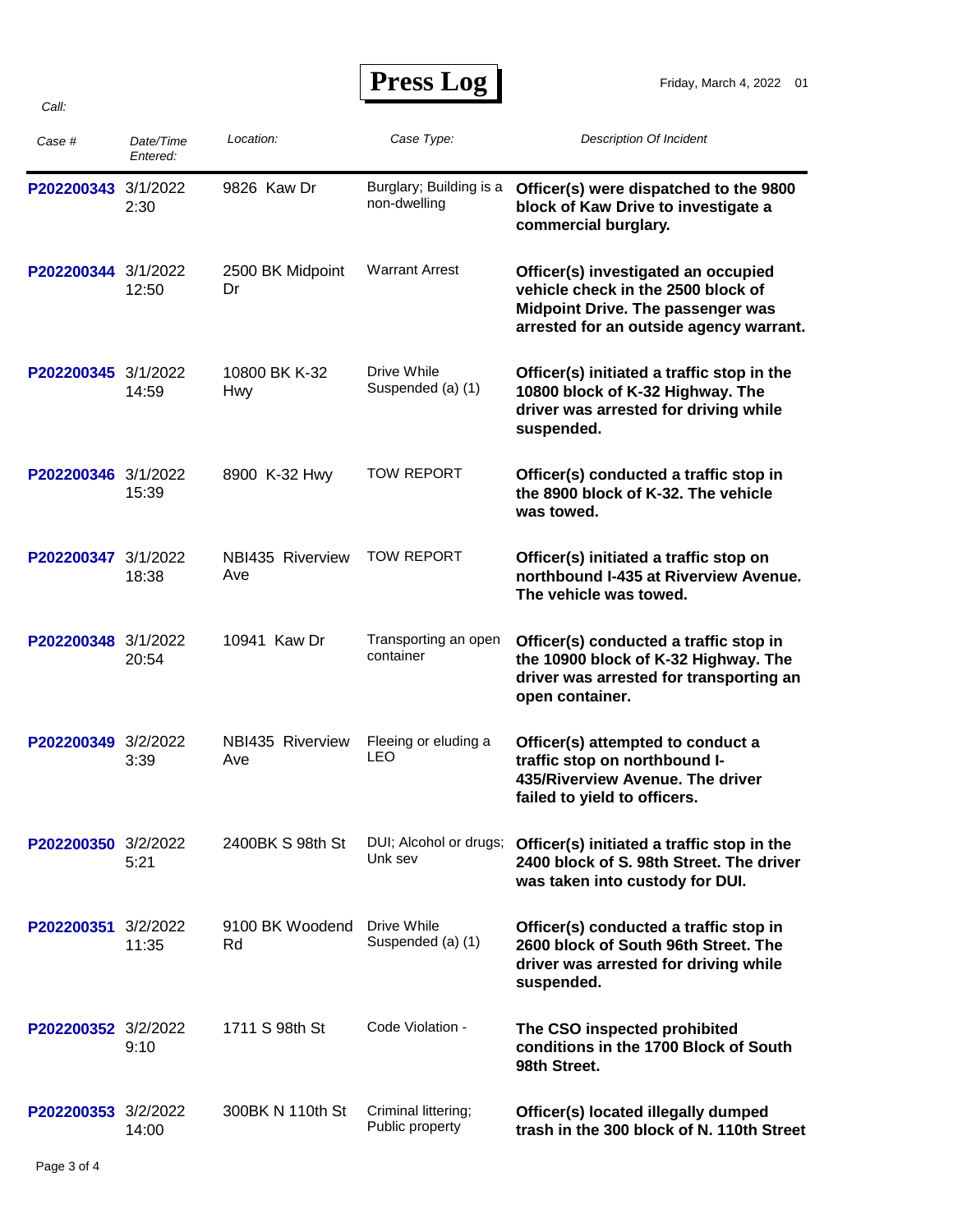# Press Log

Friday, March 4, 2022 01

*Call:*

| *Case #* | *Date/Time Entered:* | *Location:* | *Case Type:* | *Description Of Incident* |
|---|---|---|---|---|
| P202200343 | 3/1/2022 2:30 | 9826 Kaw Dr | Burglary; Building is a non-dwelling | **Officer(s) were dispatched to the 9800 block of Kaw Drive to investigate a commercial burglary.** |
| P202200344 | 3/1/2022 12:50 | 2500 BK Midpoint Dr | Warrant Arrest | **Officer(s) investigated an occupied vehicle check in the 2500 block of Midpoint Drive. The passenger was arrested for an outside agency warrant.** |
| P202200345 | 3/1/2022 14:59 | 10800 BK K-32 Hwy | Drive While Suspended (a) (1) | **Officer(s) initiated a traffic stop in the 10800 block of K-32 Highway. The driver was arrested for driving while suspended.** |
| P202200346 | 3/1/2022 15:39 | 8900 K-32 Hwy | TOW REPORT | **Officer(s) conducted a traffic stop in the 8900 block of K-32. The vehicle was towed.** |
| P202200347 | 3/1/2022 18:38 | NBI435 Riverview Ave | TOW REPORT | **Officer(s) initiated a traffic stop on northbound I-435 at Riverview Avenue. The vehicle was towed.** |
| P202200348 | 3/1/2022 20:54 | 10941 Kaw Dr | Transporting an open container | **Officer(s) conducted a traffic stop in the 10900 block of K-32 Highway. The driver was arrested for transporting an open container.** |
| P202200349 | 3/2/2022 3:39 | NBI435 Riverview Ave | Fleeing or eluding a LEO | **Officer(s) attempted to conduct a traffic stop on northbound I-435/Riverview Avenue. The driver failed to yield to officers.** |
| P202200350 | 3/2/2022 5:21 | 2400BK S 98th St | DUI; Alcohol or drugs; Unk sev | **Officer(s) initiated a traffic stop in the 2400 block of S. 98th Street. The driver was taken into custody for DUI.** |
| P202200351 | 3/2/2022 11:35 | 9100 BK Woodend Rd | Drive While Suspended (a) (1) | **Officer(s) conducted a traffic stop in 2600 block of South 96th Street. The driver was arrested for driving while suspended.** |
| P202200352 | 3/2/2022 9:10 | 1711 S 98th St | Code Violation - | **The CSO inspected prohibited conditions in the 1700 Block of South 98th Street.** |
| P202200353 | 3/2/2022 14:00 | 300BK N 110th St | Criminal littering; Public property | **Officer(s) located illegally dumped trash in the 300 block of N. 110th Street** |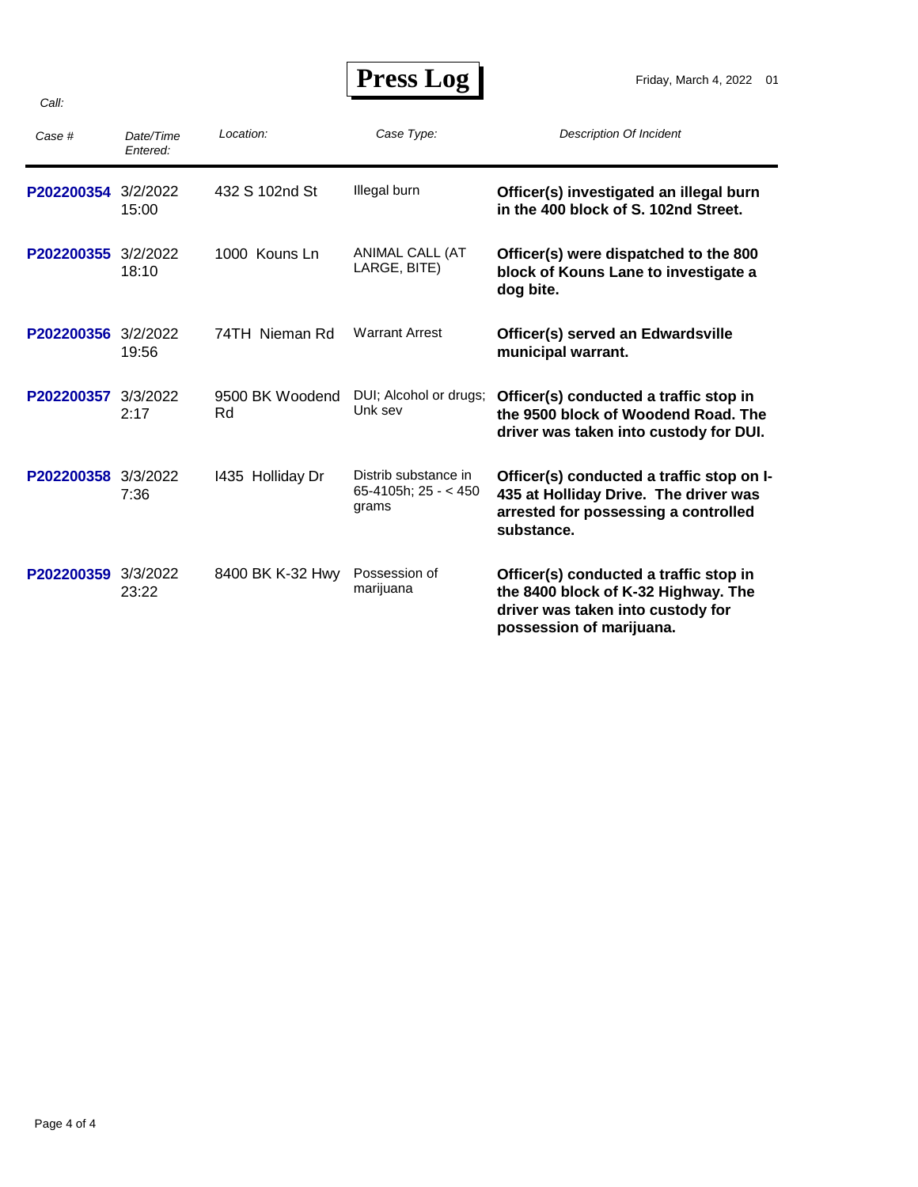# Press Log

Friday, March 4, 2022 01

*Call:*

| *Case #* | *Date/Time Entered:* | *Location:* | *Case Type:* | *Description Of Incident* |
|---|---|---|---|---|
| **P202200354** | 3/2/2022 15:00 | 432 S 102nd St | Illegal burn | **Officer(s) investigated an illegal burn in the 400 block of S. 102nd Street.** |
| **P202200355** | 3/2/2022 18:10 | 1000 Kouns Ln | ANIMAL CALL (AT LARGE, BITE) | **Officer(s) were dispatched to the 800 block of Kouns Lane to investigate a dog bite.** |
| **P202200356** | 3/2/2022 19:56 | 74TH Nieman Rd | Warrant Arrest | **Officer(s) served an Edwardsville municipal warrant.** |
| **P202200357** | 3/3/2022 2:17 | 9500 BK Woodend Rd | DUI; Alcohol or drugs; Unk sev | **Officer(s) conducted a traffic stop in the 9500 block of Woodend Road. The driver was taken into custody for DUI.** |
| **P202200358** | 3/3/2022 7:36 | I435 Holliday Dr | Distrib substance in 65-4105h; 25 - < 450 grams | **Officer(s) conducted a traffic stop on I-435 at Holliday Drive. The driver was arrested for possessing a controlled substance.** |
| **P202200359** | 3/3/2022 23:22 | 8400 BK K-32 Hwy | Possession of marijuana | **Officer(s) conducted a traffic stop in the 8400 block of K-32 Highway. The driver was taken into custody for possession of marijuana.** |